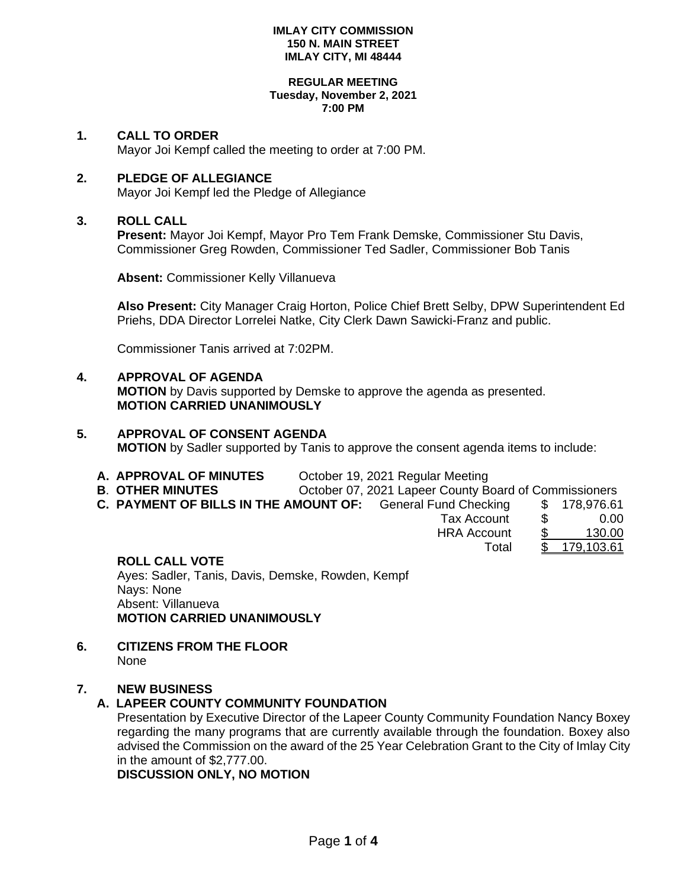**IMLAY CITY COMMISSION**
**150 N. MAIN STREET**
**IMLAY CITY, MI 48444**

**REGULAR MEETING**
**Tuesday, November 2, 2021**
**7:00 PM**

## 1. CALL TO ORDER

Mayor Joi Kempf called the meeting to order at 7:00 PM.

## 2. PLEDGE OF ALLEGIANCE

Mayor Joi Kempf led the Pledge of Allegiance

## 3. ROLL CALL

**Present:** Mayor Joi Kempf, Mayor Pro Tem Frank Demske, Commissioner Stu Davis, Commissioner Greg Rowden, Commissioner Ted Sadler, Commissioner Bob Tanis

**Absent:** Commissioner Kelly Villanueva

**Also Present:** City Manager Craig Horton, Police Chief Brett Selby, DPW Superintendent Ed Priehs, DDA Director Lorrelei Natke, City Clerk Dawn Sawicki-Franz and public.

Commissioner Tanis arrived at 7:02PM.

## 4. APPROVAL OF AGENDA

**MOTION** by Davis supported by Demske to approve the agenda as presented.
**MOTION CARRIED UNANIMOUSLY**

## 5. APPROVAL OF CONSENT AGENDA

**MOTION** by Sadler supported by Tanis to approve the consent agenda items to include:

**A. APPROVAL OF MINUTES** October 19, 2021 Regular Meeting
**B. OTHER MINUTES** October 07, 2021 Lapeer County Board of Commissioners
**C. PAYMENT OF BILLS IN THE AMOUNT OF:**

| | | |
|---|---|---|
| General Fund Checking | $ | 178,976.61 |
| Tax Account | $ | 0.00 |
| HRA Account | $ | 130.00 |
| Total | $ | 179,103.61 |

**ROLL CALL VOTE**
Ayes: Sadler, Tanis, Davis, Demske, Rowden, Kempf
Nays: None
Absent: Villanueva
**MOTION CARRIED UNANIMOUSLY**

## 6. CITIZENS FROM THE FLOOR

None

## 7. NEW BUSINESS

### A. LAPEER COUNTY COMMUNITY FOUNDATION

Presentation by Executive Director of the Lapeer County Community Foundation Nancy Boxey regarding the many programs that are currently available through the foundation. Boxey also advised the Commission on the award of the 25 Year Celebration Grant to the City of Imlay City in the amount of $2,777.00.
**DISCUSSION ONLY, NO MOTION**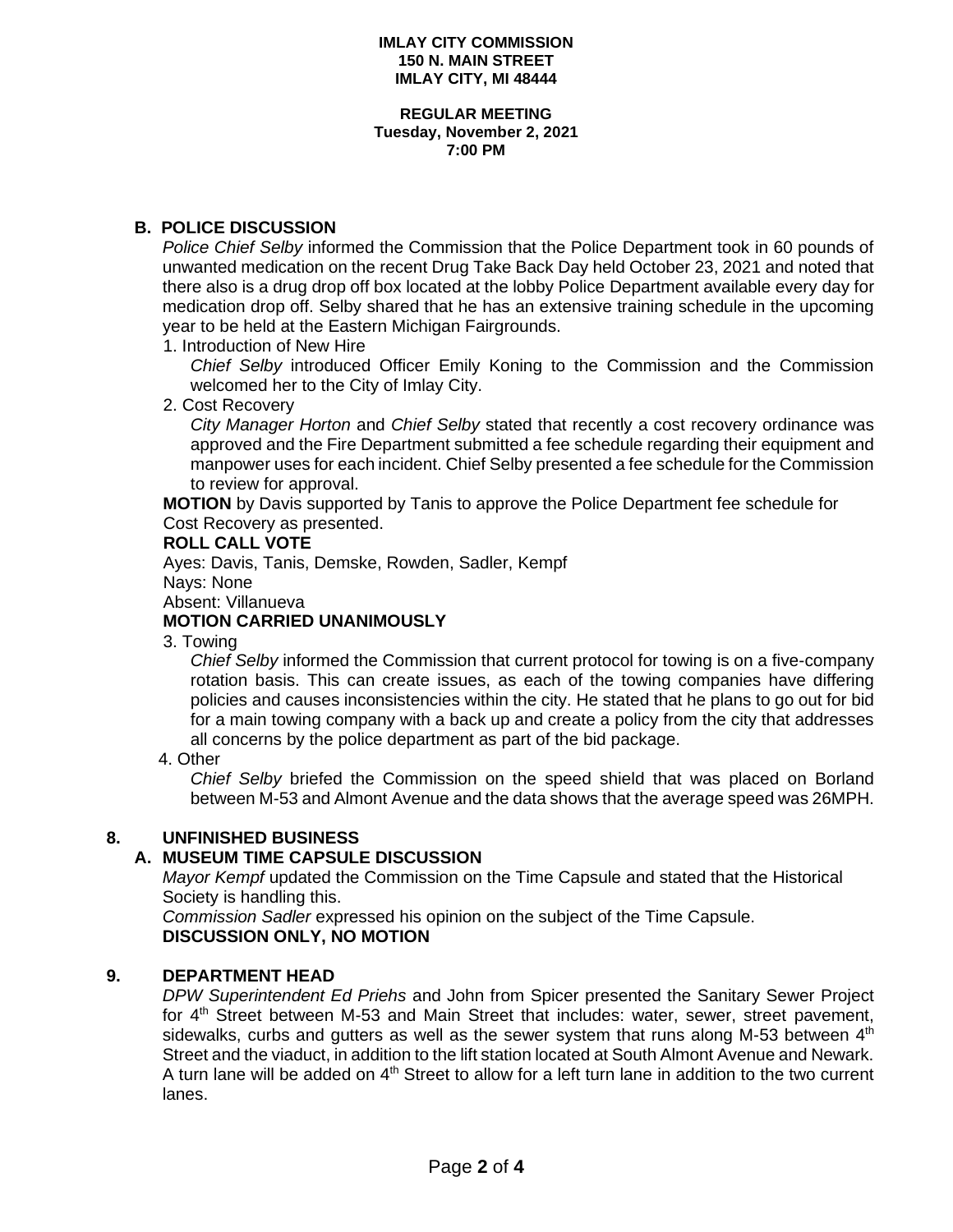IMLAY CITY COMMISSION
150 N. MAIN STREET
IMLAY CITY, MI 48444

REGULAR MEETING
Tuesday, November 2, 2021
7:00 PM

### B. POLICE DISCUSSION

*Police Chief Selby* informed the Commission that the Police Department took in 60 pounds of unwanted medication on the recent Drug Take Back Day held October 23, 2021 and noted that there also is a drug drop off box located at the lobby Police Department available every day for medication drop off. Selby shared that he has an extensive training schedule in the upcoming year to be held at the Eastern Michigan Fairgrounds.

1. Introduction of New Hire

   *Chief Selby* introduced Officer Emily Koning to the Commission and the Commission welcomed her to the City of Imlay City.

2. Cost Recovery

   *City Manager Horton* and *Chief Selby* stated that recently a cost recovery ordinance was approved and the Fire Department submitted a fee schedule regarding their equipment and manpower uses for each incident. Chief Selby presented a fee schedule for the Commission to review for approval.

**MOTION** by Davis supported by Tanis to approve the Police Department fee schedule for Cost Recovery as presented.

**ROLL CALL VOTE**

Ayes: Davis, Tanis, Demske, Rowden, Sadler, Kempf
Nays: None
Absent: Villanueva

**MOTION CARRIED UNANIMOUSLY**

3. Towing

   *Chief Selby* informed the Commission that current protocol for towing is on a five-company rotation basis. This can create issues, as each of the towing companies have differing policies and causes inconsistencies within the city. He stated that he plans to go out for bid for a main towing company with a back up and create a policy from the city that addresses all concerns by the police department as part of the bid package.

4. Other

   *Chief Selby* briefed the Commission on the speed shield that was placed on Borland between M-53 and Almont Avenue and the data shows that the average speed was 26MPH.

## 8. UNFINISHED BUSINESS

### A. MUSEUM TIME CAPSULE DISCUSSION

*Mayor Kempf* updated the Commission on the Time Capsule and stated that the Historical Society is handling this.
*Commission Sadler* expressed his opinion on the subject of the Time Capsule.
**DISCUSSION ONLY, NO MOTION**

## 9. DEPARTMENT HEAD

*DPW Superintendent Ed Priehs* and John from Spicer presented the Sanitary Sewer Project for 4th Street between M-53 and Main Street that includes: water, sewer, street pavement, sidewalks, curbs and gutters as well as the sewer system that runs along M-53 between 4th Street and the viaduct, in addition to the lift station located at South Almont Avenue and Newark. A turn lane will be added on 4th Street to allow for a left turn lane in addition to the two current lanes.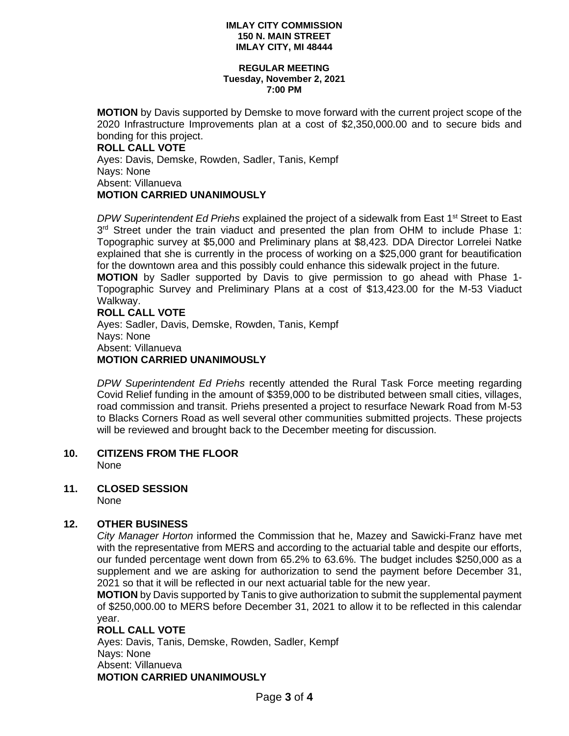**IMLAY CITY COMMISSION**
**150 N. MAIN STREET**
**IMLAY CITY, MI 48444**

**REGULAR MEETING**
**Tuesday, November 2, 2021**
**7:00 PM**

**MOTION** by Davis supported by Demske to move forward with the current project scope of the 2020 Infrastructure Improvements plan at a cost of $2,350,000.00 and to secure bids and bonding for this project.

**ROLL CALL VOTE**
Ayes: Davis, Demske, Rowden, Sadler, Tanis, Kempf
Nays: None
Absent: Villanueva
**MOTION CARRIED UNANIMOUSLY**

*DPW Superintendent Ed Priehs* explained the project of a sidewalk from East 1st Street to East 3rd Street under the train viaduct and presented the plan from OHM to include Phase 1: Topographic survey at $5,000 and Preliminary plans at $8,423. DDA Director Lorrelei Natke explained that she is currently in the process of working on a $25,000 grant for beautification for the downtown area and this possibly could enhance this sidewalk project in the future.

**MOTION** by Sadler supported by Davis to give permission to go ahead with Phase 1- Topographic Survey and Preliminary Plans at a cost of $13,423.00 for the M-53 Viaduct Walkway.

**ROLL CALL VOTE**
Ayes: Sadler, Davis, Demske, Rowden, Tanis, Kempf
Nays: None
Absent: Villanueva
**MOTION CARRIED UNANIMOUSLY**

*DPW Superintendent Ed Priehs* recently attended the Rural Task Force meeting regarding Covid Relief funding in the amount of $359,000 to be distributed between small cities, villages, road commission and transit. Priehs presented a project to resurface Newark Road from M-53 to Blacks Corners Road as well several other communities submitted projects. These projects will be reviewed and brought back to the December meeting for discussion.

## 10. CITIZENS FROM THE FLOOR

None

## 11. CLOSED SESSION

None

## 12. OTHER BUSINESS

*City Manager Horton* informed the Commission that he, Mazey and Sawicki-Franz have met with the representative from MERS and according to the actuarial table and despite our efforts, our funded percentage went down from 65.2% to 63.6%. The budget includes $250,000 as a supplement and we are asking for authorization to send the payment before December 31, 2021 so that it will be reflected in our next actuarial table for the new year.

**MOTION** by Davis supported by Tanis to give authorization to submit the supplemental payment of $250,000.00 to MERS before December 31, 2021 to allow it to be reflected in this calendar year.

**ROLL CALL VOTE**
Ayes: Davis, Tanis, Demske, Rowden, Sadler, Kempf
Nays: None
Absent: Villanueva
**MOTION CARRIED UNANIMOUSLY**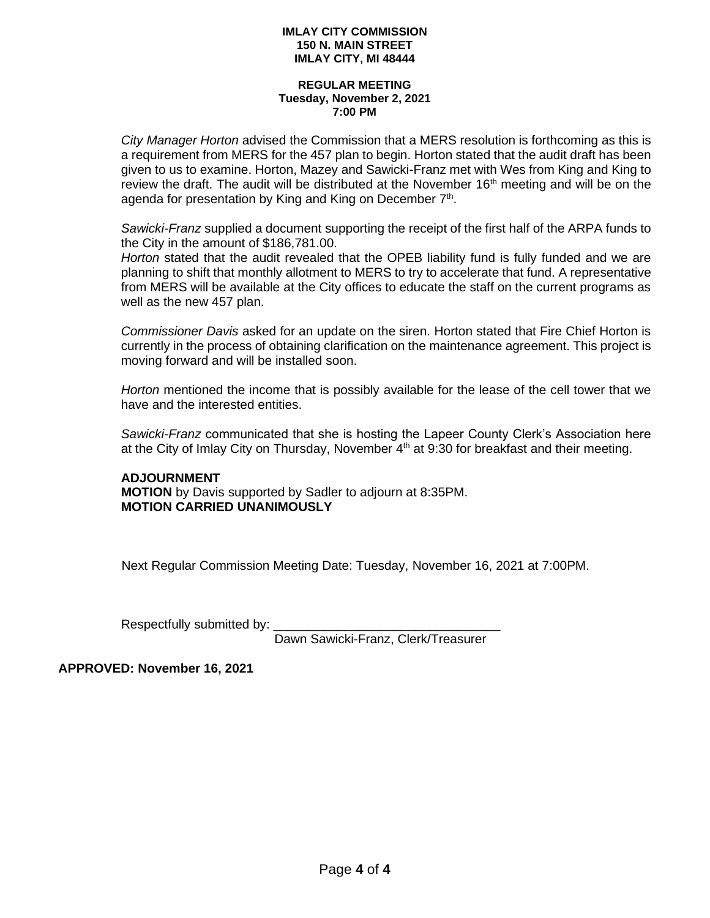**IMLAY CITY COMMISSION**
**150 N. MAIN STREET**
**IMLAY CITY, MI 48444**

**REGULAR MEETING**
**Tuesday, November 2, 2021**
**7:00 PM**

*City Manager Horton* advised the Commission that a MERS resolution is forthcoming as this is a requirement from MERS for the 457 plan to begin. Horton stated that the audit draft has been given to us to examine. Horton, Mazey and Sawicki-Franz met with Wes from King and King to review the draft. The audit will be distributed at the November 16th meeting and will be on the agenda for presentation by King and King on December 7th.

*Sawicki-Franz* supplied a document supporting the receipt of the first half of the ARPA funds to the City in the amount of $186,781.00.

*Horton* stated that the audit revealed that the OPEB liability fund is fully funded and we are planning to shift that monthly allotment to MERS to try to accelerate that fund. A representative from MERS will be available at the City offices to educate the staff on the current programs as well as the new 457 plan.

*Commissioner Davis* asked for an update on the siren. Horton stated that Fire Chief Horton is currently in the process of obtaining clarification on the maintenance agreement. This project is moving forward and will be installed soon.

*Horton* mentioned the income that is possibly available for the lease of the cell tower that we have and the interested entities.

*Sawicki-Franz* communicated that she is hosting the Lapeer County Clerk's Association here at the City of Imlay City on Thursday, November 4th at 9:30 for breakfast and their meeting.

**ADJOURNMENT**

**MOTION** by Davis supported by Sadler to adjourn at 8:35PM.
**MOTION CARRIED UNANIMOUSLY**

Next Regular Commission Meeting Date: Tuesday, November 16, 2021 at 7:00PM.

Respectfully submitted by: ________________________________
Dawn Sawicki-Franz, Clerk/Treasurer

**APPROVED: November 16, 2021**